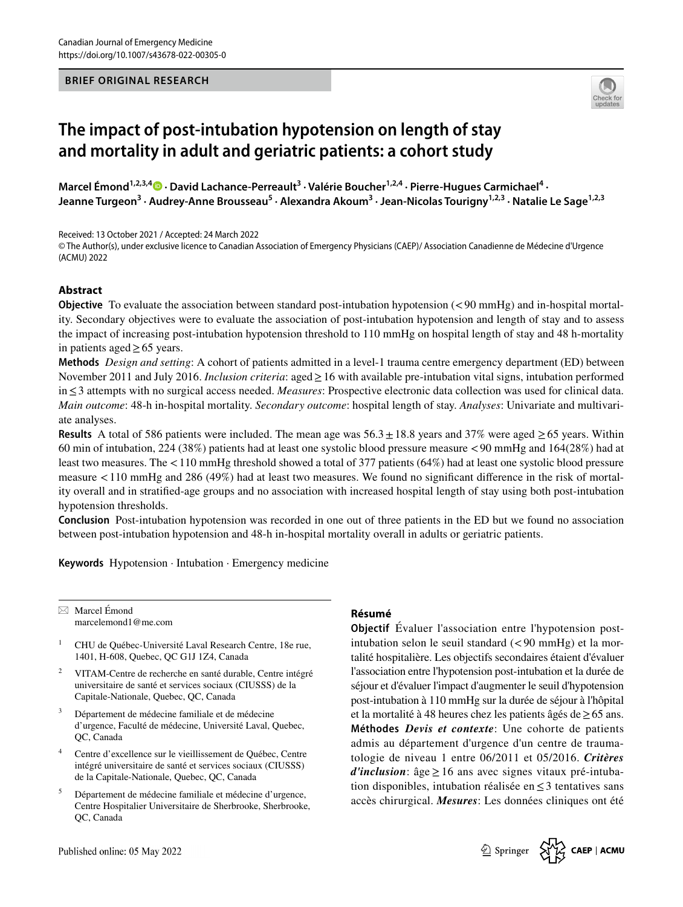BRIEF ORIGINAL RESEARCH

# The impact of post-intubation hypotension on length of stay and mortality in adult and geriatric patients: a cohort study

**Marcel Émond[1,2,3,4] · David Lachance-Perreault[3] · Valérie Boucher[1,2,4] · Pierre-Hugues Carmichael[4] · Jeanne Turgeon[3] · Audrey-Anne Brousseau[5] · Alexandra Akoum[3] · Jean-Nicolas Tourigny[1,2,3] · Natalie Le Sage[1,2,3]**

Received: 13 October 2021 / Accepted: 24 March 2022
© The Author(s), under exclusive licence to Canadian Association of Emergency Physicians (CAEP)/ Association Canadienne de Médecine d'Urgence (ACMU) 2022

## Abstract

**Objective** To evaluate the association between standard post-intubation hypotension (< 90 mmHg) and in-hospital mortality. Secondary objectives were to evaluate the association of post-intubation hypotension and length of stay and to assess the impact of increasing post-intubation hypotension threshold to 110 mmHg on hospital length of stay and 48 h-mortality in patients aged ≥ 65 years.

**Methods** *Design and setting*: A cohort of patients admitted in a level-1 trauma centre emergency department (ED) between November 2011 and July 2016. *Inclusion criteria*: aged ≥ 16 with available pre-intubation vital signs, intubation performed in ≤ 3 attempts with no surgical access needed. *Measures*: Prospective electronic data collection was used for clinical data. *Main outcome*: 48-h in-hospital mortality. *Secondary outcome*: hospital length of stay. *Analyses*: Univariate and multivariate analyses.

**Results** A total of 586 patients were included. The mean age was 56.3 ± 18.8 years and 37% were aged ≥ 65 years. Within 60 min of intubation, 224 (38%) patients had at least one systolic blood pressure measure < 90 mmHg and 164(28%) had at least two measures. The < 110 mmHg threshold showed a total of 377 patients (64%) had at least one systolic blood pressure measure < 110 mmHg and 286 (49%) had at least two measures. We found no significant difference in the risk of mortality overall and in stratified-age groups and no association with increased hospital length of stay using both post-intubation hypotension thresholds.

**Conclusion** Post-intubation hypotension was recorded in one out of three patients in the ED but we found no association between post-intubation hypotension and 48-h in-hospital mortality overall in adults or geriatric patients.

**Keywords** Hypotension · Intubation · Emergency medicine

## Résumé

**Objectif** Évaluer l'association entre l'hypotension post-intubation selon le seuil standard (< 90 mmHg) et la mortalité hospitalière. Les objectifs secondaires étaient d'évaluer l'association entre l'hypotension post-intubation et la durée de séjour et d'évaluer l'impact d'augmenter le seuil d'hypotension post-intubation à 110 mmHg sur la durée de séjour à l'hôpital et la mortalité à 48 heures chez les patients âgés de ≥ 65 ans.

**Méthodes** ***Devis et contexte***: Une cohorte de patients admis au département d'urgence d'un centre de traumatologie de niveau 1 entre 06/2011 et 05/2016. ***Critères d'inclusion***: âge ≥ 16 ans avec signes vitaux pré-intubation disponibles, intubation réalisée en ≤ 3 tentatives sans accès chirurgical. ***Mesures***: Les données cliniques ont été

---

✉ Marcel Émond
marcelemond1@me.com

1 CHU de Québec-Université Laval Research Centre, 18e rue, 1401, H-608, Quebec, QC G1J 1Z4, Canada

2 VITAM-Centre de recherche en santé durable, Centre intégré universitaire de santé et services sociaux (CIUSSS) de la Capitale-Nationale, Quebec, QC, Canada

3 Département de médecine familiale et de médecine d'urgence, Faculté de médecine, Université Laval, Quebec, QC, Canada

4 Centre d'excellence sur le vieillissement de Québec, Centre intégré universitaire de santé et services sociaux (CIUSSS) de la Capitale-Nationale, Quebec, QC, Canada

5 Département de médecine familiale et médecine d'urgence, Centre Hospitalier Universitaire de Sherbrooke, Sherbrooke, QC, Canada

Published online: 05 May 2022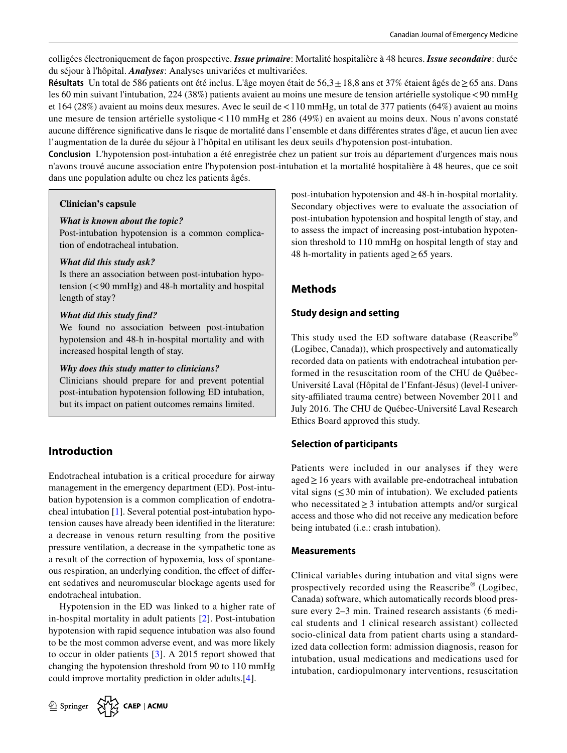colligées électroniquement de façon prospective. ***Issue primaire***: Mortalité hospitalière à 48 heures. ***Issue secondaire***: durée du séjour à l'hôpital. ***Analyses***: Analyses univariées et multivariées.

**Résultats** Un total de 586 patients ont été inclus. L'âge moyen était de 56,3 ± 18,8 ans et 37% étaient âgés de ≥ 65 ans. Dans les 60 min suivant l'intubation, 224 (38%) patients avaient au moins une mesure de tension artérielle systolique < 90 mmHg et 164 (28%) avaient au moins deux mesures. Avec le seuil de < 110 mmHg, un total de 377 patients (64%) avaient au moins une mesure de tension artérielle systolique < 110 mmHg et 286 (49%) en avaient au moins deux. Nous n'avons constaté aucune différence significative dans le risque de mortalité dans l'ensemble et dans différentes strates d'âge, et aucun lien avec l'augmentation de la durée du séjour à l'hôpital en utilisant les deux seuils d'hypotension post-intubation.

**Conclusion** L'hypotension post-intubation a été enregistrée chez un patient sur trois au département d'urgences mais nous n'avons trouvé aucune association entre l'hypotension post-intubation et la mortalité hospitalière à 48 heures, que ce soit dans une population adulte ou chez les patients âgés.

> **Clinician's capsule**
>
> ***What is known about the topic?***
> Post-intubation hypotension is a common complication of endotracheal intubation.
>
> ***What did this study ask?***
> Is there an association between post-intubation hypotension (< 90 mmHg) and 48-h mortality and hospital length of stay?
>
> ***What did this study find?***
> We found no association between post-intubation hypotension and 48-h in-hospital mortality and with increased hospital length of stay.
>
> ***Why does this study matter to clinicians?***
> Clinicians should prepare for and prevent potential post-intubation hypotension following ED intubation, but its impact on patient outcomes remains limited.

## Introduction

Endotracheal intubation is a critical procedure for airway management in the emergency department (ED). Post-intubation hypotension is a common complication of endotracheal intubation [1]. Several potential post-intubation hypotension causes have already been identified in the literature: a decrease in venous return resulting from the positive pressure ventilation, a decrease in the sympathetic tone as a result of the correction of hypoxemia, loss of spontaneous respiration, an underlying condition, the effect of different sedatives and neuromuscular blockage agents used for endotracheal intubation.

Hypotension in the ED was linked to a higher rate of in-hospital mortality in adult patients [2]. Post-intubation hypotension with rapid sequence intubation was also found to be the most common adverse event, and was more likely to occur in older patients [3]. A 2015 report showed that changing the hypotension threshold from 90 to 110 mmHg could improve mortality prediction in older adults.[4].

post-intubation hypotension and 48-h in-hospital mortality. Secondary objectives were to evaluate the association of post-intubation hypotension and hospital length of stay, and to assess the impact of increasing post-intubation hypotension threshold to 110 mmHg on hospital length of stay and 48 h-mortality in patients aged ≥ 65 years.

## Methods

### Study design and setting

This study used the ED software database (Reascribe® (Logibec, Canada)), which prospectively and automatically recorded data on patients with endotracheal intubation performed in the resuscitation room of the CHU de Québec-Université Laval (Hôpital de l'Enfant-Jésus) (level-I university-affiliated trauma centre) between November 2011 and July 2016. The CHU de Québec-Université Laval Research Ethics Board approved this study.

### Selection of participants

Patients were included in our analyses if they were aged ≥ 16 years with available pre-endotracheal intubation vital signs (≤ 30 min of intubation). We excluded patients who necessitated ≥ 3 intubation attempts and/or surgical access and those who did not receive any medication before being intubated (i.e.: crash intubation).

### Measurements

Clinical variables during intubation and vital signs were prospectively recorded using the Reascribe® (Logibec, Canada) software, which automatically records blood pressure every 2–3 min. Trained research assistants (6 medical students and 1 clinical research assistant) collected socio-clinical data from patient charts using a standardized data collection form: admission diagnosis, reason for intubation, usual medications and medications used for intubation, cardiopulmonary interventions, resuscitation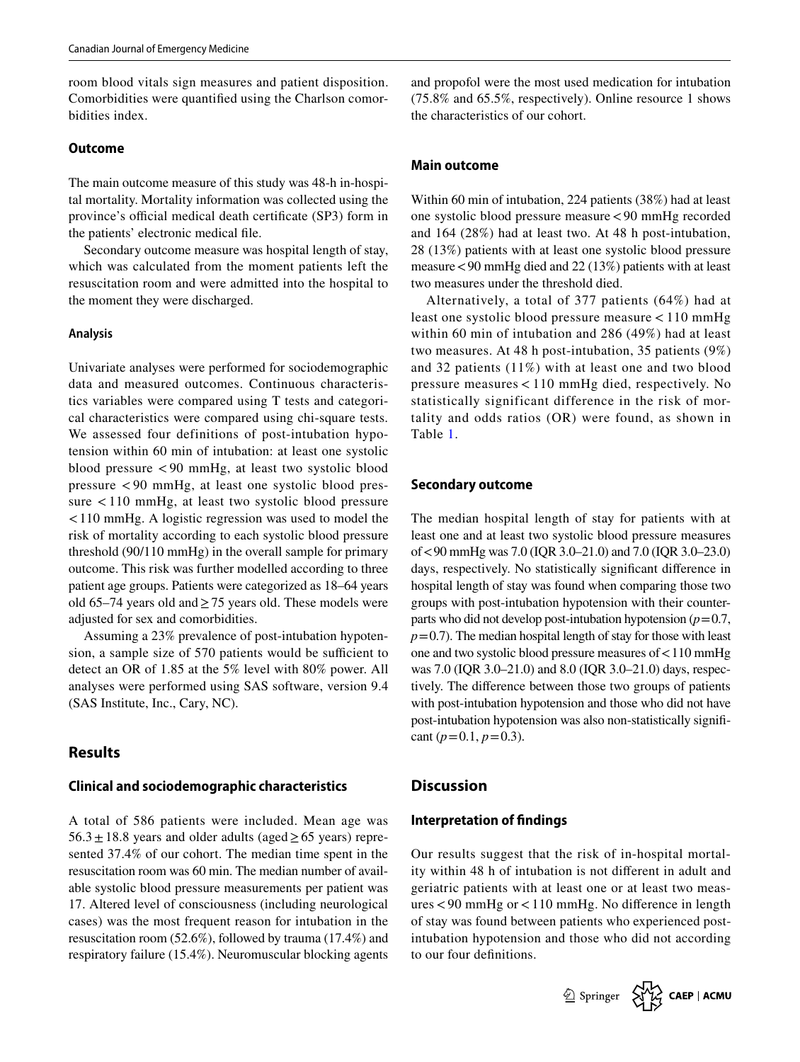room blood vitals sign measures and patient disposition. Comorbidities were quantified using the Charlson comorbidities index.

### Outcome

The main outcome measure of this study was 48-h in-hospital mortality. Mortality information was collected using the province's official medical death certificate (SP3) form in the patients' electronic medical file.

Secondary outcome measure was hospital length of stay, which was calculated from the moment patients left the resuscitation room and were admitted into the hospital to the moment they were discharged.

#### Analysis

Univariate analyses were performed for sociodemographic data and measured outcomes. Continuous characteristics variables were compared using T tests and categorical characteristics were compared using chi-square tests. We assessed four definitions of post-intubation hypotension within 60 min of intubation: at least one systolic blood pressure < 90 mmHg, at least two systolic blood pressure < 90 mmHg, at least one systolic blood pressure < 110 mmHg, at least two systolic blood pressure < 110 mmHg. A logistic regression was used to model the risk of mortality according to each systolic blood pressure threshold (90/110 mmHg) in the overall sample for primary outcome. This risk was further modelled according to three patient age groups. Patients were categorized as 18–64 years old 65–74 years old and ≥ 75 years old. These models were adjusted for sex and comorbidities.

Assuming a 23% prevalence of post-intubation hypotension, a sample size of 570 patients would be sufficient to detect an OR of 1.85 at the 5% level with 80% power. All analyses were performed using SAS software, version 9.4 (SAS Institute, Inc., Cary, NC).

## Results

### Clinical and sociodemographic characteristics

A total of 586 patients were included. Mean age was 56.3 ± 18.8 years and older adults (aged ≥ 65 years) represented 37.4% of our cohort. The median time spent in the resuscitation room was 60 min. The median number of available systolic blood pressure measurements per patient was 17. Altered level of consciousness (including neurological cases) was the most frequent reason for intubation in the resuscitation room (52.6%), followed by trauma (17.4%) and respiratory failure (15.4%). Neuromuscular blocking agents and propofol were the most used medication for intubation (75.8% and 65.5%, respectively). Online resource 1 shows the characteristics of our cohort.

### Main outcome

Within 60 min of intubation, 224 patients (38%) had at least one systolic blood pressure measure < 90 mmHg recorded and 164 (28%) had at least two. At 48 h post-intubation, 28 (13%) patients with at least one systolic blood pressure measure < 90 mmHg died and 22 (13%) patients with at least two measures under the threshold died.

Alternatively, a total of 377 patients (64%) had at least one systolic blood pressure measure < 110 mmHg within 60 min of intubation and 286 (49%) had at least two measures. At 48 h post-intubation, 35 patients (9%) and 32 patients (11%) with at least one and two blood pressure measures < 110 mmHg died, respectively. No statistically significant difference in the risk of mortality and odds ratios (OR) were found, as shown in Table 1.

### Secondary outcome

The median hospital length of stay for patients with at least one and at least two systolic blood pressure measures of < 90 mmHg was 7.0 (IQR 3.0–21.0) and 7.0 (IQR 3.0–23.0) days, respectively. No statistically significant difference in hospital length of stay was found when comparing those two groups with post-intubation hypotension with their counterparts who did not develop post-intubation hypotension ($p = 0.7$, $p = 0.7$). The median hospital length of stay for those with least one and two systolic blood pressure measures of < 110 mmHg was 7.0 (IQR 3.0–21.0) and 8.0 (IQR 3.0–21.0) days, respectively. The difference between those two groups of patients with post-intubation hypotension and those who did not have post-intubation hypotension was also non-statistically significant ($p = 0.1$, $p = 0.3$).

## Discussion

### Interpretation of findings

Our results suggest that the risk of in-hospital mortality within 48 h of intubation is not different in adult and geriatric patients with at least one or at least two measures < 90 mmHg or < 110 mmHg. No difference in length of stay was found between patients who experienced post-intubation hypotension and those who did not according to our four definitions.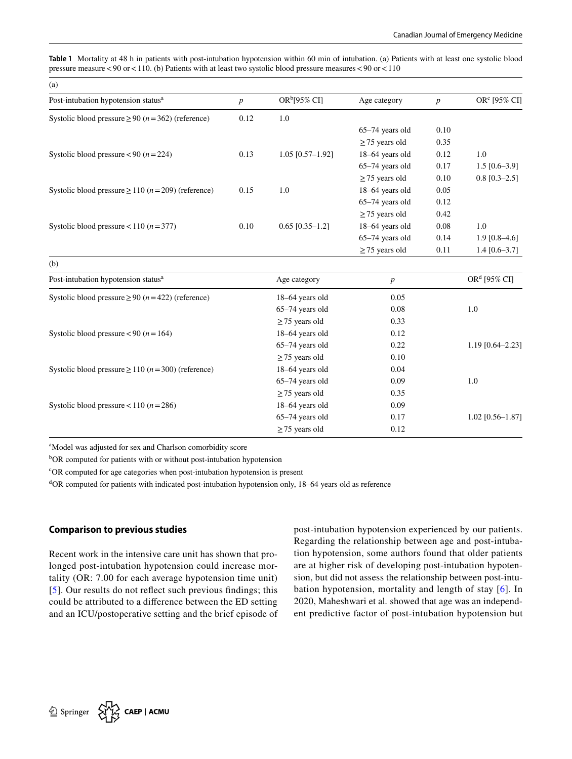**Table 1** Mortality at 48 h in patients with post-intubation hypotension within 60 min of intubation. (a) Patients with at least one systolic blood pressure measure < 90 or < 110. (b) Patients with at least two systolic blood pressure measures < 90 or < 110

(a)

| Post-intubation hypotension status[a] | $p$ | OR[b] [95% CI] | Age category | $p$ | OR[c] [95% CI] |
|---|---|---|---|---|---|
| Systolic blood pressure ≥ 90 ($n$ = 362) (reference) | 0.12 | 1.0 | | | |
| | | | 65–74 years old | 0.10 | |
| | | | ≥ 75 years old | 0.35 | |
| Systolic blood pressure < 90 ($n$ = 224) | 0.13 | 1.05 [0.57–1.92] | 18–64 years old | 0.12 | 1.0 |
| | | | 65–74 years old | 0.17 | 1.5 [0.6–3.9] |
| | | | ≥ 75 years old | 0.10 | 0.8 [0.3–2.5] |
| Systolic blood pressure ≥ 110 ($n$ = 209) (reference) | 0.15 | 1.0 | 18–64 years old | 0.05 | |
| | | | 65–74 years old | 0.12 | |
| | | | ≥ 75 years old | 0.42 | |
| Systolic blood pressure < 110 ($n$ = 377) | 0.10 | 0.65 [0.35–1.2] | 18–64 years old | 0.08 | 1.0 |
| | | | 65–74 years old | 0.14 | 1.9 [0.8–4.6] |
| | | | ≥ 75 years old | 0.11 | 1.4 [0.6–3.7] |

(b)

| Post-intubation hypotension status[a] | Age category | $p$ | OR[d] [95% CI] |
|---|---|---|---|
| Systolic blood pressure ≥ 90 ($n$ = 422) (reference) | 18–64 years old | 0.05 | |
| | 65–74 years old | 0.08 | 1.0 |
| | ≥ 75 years old | 0.33 | |
| Systolic blood pressure < 90 ($n$ = 164) | 18–64 years old | 0.12 | |
| | 65–74 years old | 0.22 | 1.19 [0.64–2.23] |
| | ≥ 75 years old | 0.10 | |
| Systolic blood pressure ≥ 110 ($n$ = 300) (reference) | 18–64 years old | 0.04 | |
| | 65–74 years old | 0.09 | 1.0 |
| | ≥ 75 years old | 0.35 | |
| Systolic blood pressure < 110 ($n$ = 286) | 18–64 years old | 0.09 | |
| | 65–74 years old | 0.17 | 1.02 [0.56–1.87] |
| | ≥ 75 years old | 0.12 | |

[a]Model was adjusted for sex and Charlson comorbidity score

[b]OR computed for patients with or without post-intubation hypotension

[c]OR computed for age categories when post-intubation hypotension is present

[d]OR computed for patients with indicated post-intubation hypotension only, 18–64 years old as reference

### Comparison to previous studies

Recent work in the intensive care unit has shown that prolonged post-intubation hypotension could increase mortality (OR: 7.00 for each average hypotension time unit) [5]. Our results do not reflect such previous findings; this could be attributed to a difference between the ED setting and an ICU/postoperative setting and the brief episode of post-intubation hypotension experienced by our patients. Regarding the relationship between age and post-intubation hypotension, some authors found that older patients are at higher risk of developing post-intubation hypotension, but did not assess the relationship between post-intubation hypotension, mortality and length of stay [6]. In 2020, Maheshwari et al. showed that age was an independent predictive factor of post-intubation hypotension but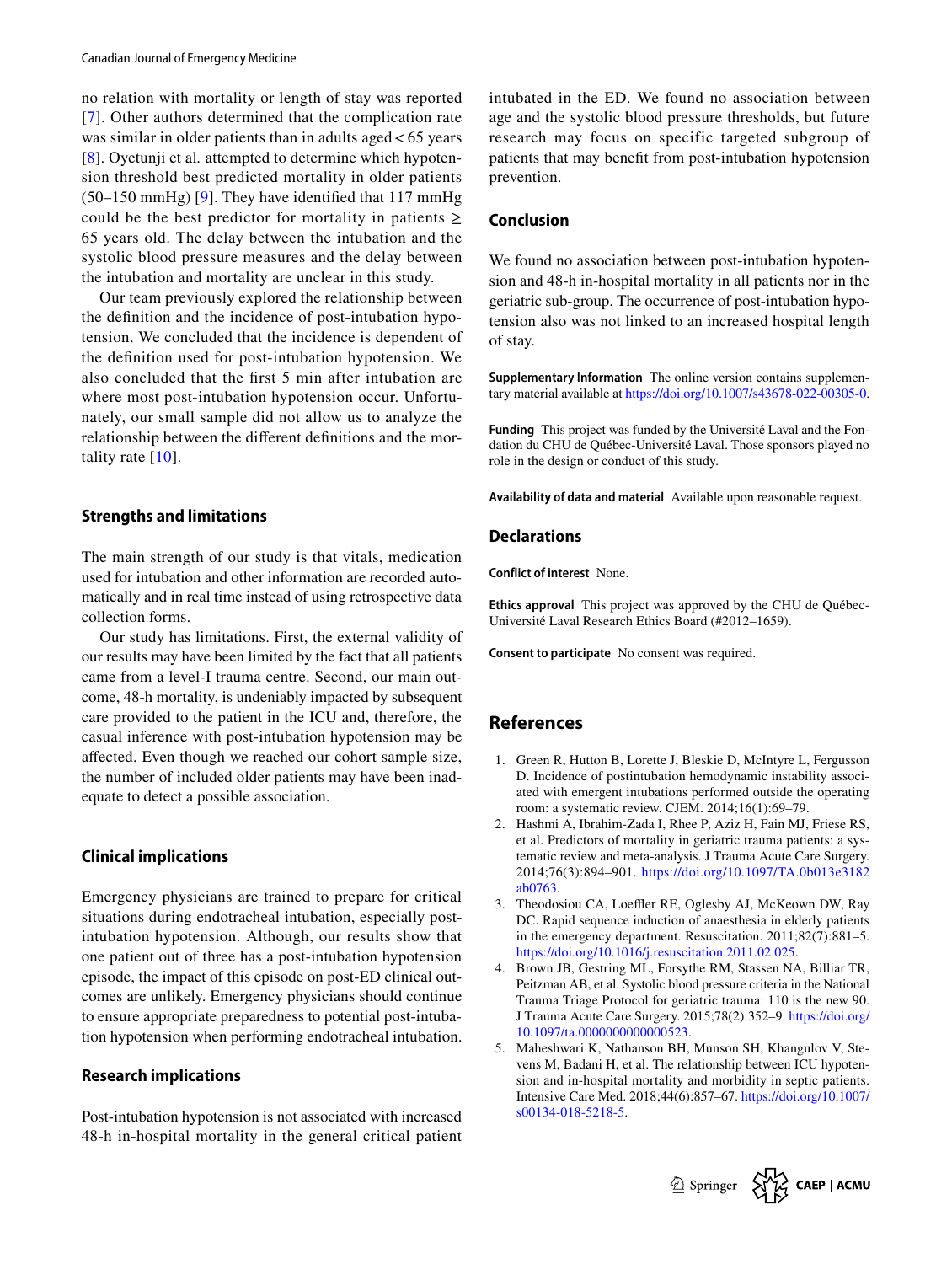no relation with mortality or length of stay was reported [7]. Other authors determined that the complication rate was similar in older patients than in adults aged < 65 years [8]. Oyetunji et al. attempted to determine which hypotension threshold best predicted mortality in older patients (50–150 mmHg) [9]. They have identified that 117 mmHg could be the best predictor for mortality in patients ≥ 65 years old. The delay between the intubation and the systolic blood pressure measures and the delay between the intubation and mortality are unclear in this study.

Our team previously explored the relationship between the definition and the incidence of post-intubation hypotension. We concluded that the incidence is dependent of the definition used for post-intubation hypotension. We also concluded that the first 5 min after intubation are where most post-intubation hypotension occur. Unfortunately, our small sample did not allow us to analyze the relationship between the different definitions and the mortality rate [10].

### Strengths and limitations

The main strength of our study is that vitals, medication used for intubation and other information are recorded automatically and in real time instead of using retrospective data collection forms.

Our study has limitations. First, the external validity of our results may have been limited by the fact that all patients came from a level-I trauma centre. Second, our main outcome, 48-h mortality, is undeniably impacted by subsequent care provided to the patient in the ICU and, therefore, the casual inference with post-intubation hypotension may be affected. Even though we reached our cohort sample size, the number of included older patients may have been inadequate to detect a possible association.

### Clinical implications

Emergency physicians are trained to prepare for critical situations during endotracheal intubation, especially post-intubation hypotension. Although, our results show that one patient out of three has a post-intubation hypotension episode, the impact of this episode on post-ED clinical outcomes are unlikely. Emergency physicians should continue to ensure appropriate preparedness to potential post-intubation hypotension when performing endotracheal intubation.

### Research implications

Post-intubation hypotension is not associated with increased 48-h in-hospital mortality in the general critical patient intubated in the ED. We found no association between age and the systolic blood pressure thresholds, but future research may focus on specific targeted subgroup of patients that may benefit from post-intubation hypotension prevention.

## Conclusion

We found no association between post-intubation hypotension and 48-h in-hospital mortality in all patients nor in the geriatric sub-group. The occurrence of post-intubation hypotension also was not linked to an increased hospital length of stay.

**Supplementary Information** The online version contains supplementary material available at https://doi.org/10.1007/s43678-022-00305-0.

**Funding** This project was funded by the Université Laval and the Fondation du CHU de Québec-Université Laval. Those sponsors played no role in the design or conduct of this study.

**Availability of data and material** Available upon reasonable request.

## Declarations

**Conflict of interest** None.

**Ethics approval** This project was approved by the CHU de Québec-Université Laval Research Ethics Board (#2012–1659).

**Consent to participate** No consent was required.

## References

1. Green R, Hutton B, Lorette J, Bleskie D, McIntyre L, Fergusson D. Incidence of postintubation hemodynamic instability associated with emergent intubations performed outside the operating room: a systematic review. CJEM. 2014;16(1):69–79.
2. Hashmi A, Ibrahim-Zada I, Rhee P, Aziz H, Fain MJ, Friese RS, et al. Predictors of mortality in geriatric trauma patients: a systematic review and meta-analysis. J Trauma Acute Care Surgery. 2014;76(3):894–901. https://doi.org/10.1097/TA.0b013e3182ab0763.
3. Theodosiou CA, Loeffler RE, Oglesby AJ, McKeown DW, Ray DC. Rapid sequence induction of anaesthesia in elderly patients in the emergency department. Resuscitation. 2011;82(7):881–5. https://doi.org/10.1016/j.resuscitation.2011.02.025.
4. Brown JB, Gestring ML, Forsythe RM, Stassen NA, Billiar TR, Peitzman AB, et al. Systolic blood pressure criteria in the National Trauma Triage Protocol for geriatric trauma: 110 is the new 90. J Trauma Acute Care Surgery. 2015;78(2):352–9. https://doi.org/10.1097/ta.0000000000000523.
5. Maheshwari K, Nathanson BH, Munson SH, Khangulov V, Stevens M, Badani H, et al. The relationship between ICU hypotension and in-hospital mortality and morbidity in septic patients. Intensive Care Med. 2018;44(6):857–67. https://doi.org/10.1007/s00134-018-5218-5.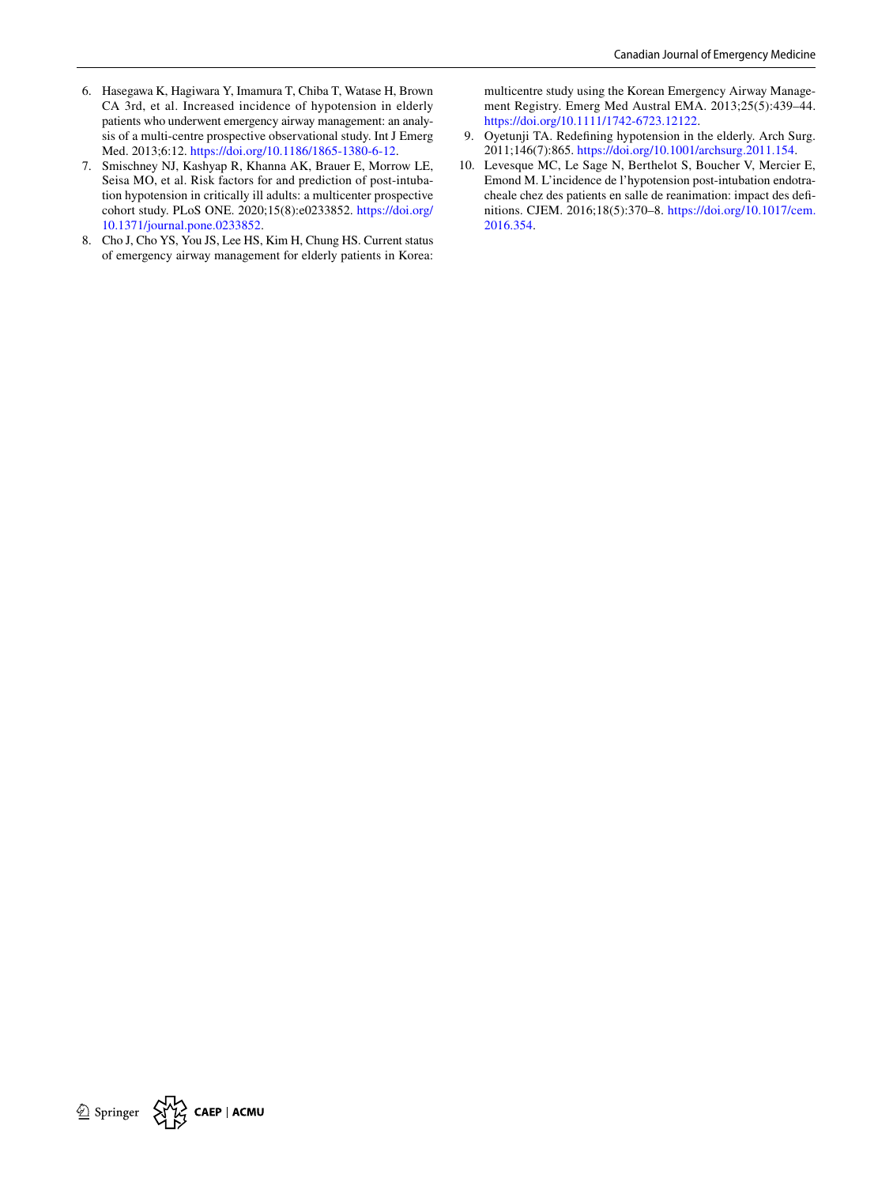6. Hasegawa K, Hagiwara Y, Imamura T, Chiba T, Watase H, Brown CA 3rd, et al. Increased incidence of hypotension in elderly patients who underwent emergency airway management: an analysis of a multi-centre prospective observational study. Int J Emerg Med. 2013;6:12. https://doi.org/10.1186/1865-1380-6-12.
7. Smischney NJ, Kashyap R, Khanna AK, Brauer E, Morrow LE, Seisa MO, et al. Risk factors for and prediction of post-intubation hypotension in critically ill adults: a multicenter prospective cohort study. PLoS ONE. 2020;15(8):e0233852. https://doi.org/10.1371/journal.pone.0233852.
8. Cho J, Cho YS, You JS, Lee HS, Kim H, Chung HS. Current status of emergency airway management for elderly patients in Korea: multicentre study using the Korean Emergency Airway Management Registry. Emerg Med Austral EMA. 2013;25(5):439–44. https://doi.org/10.1111/1742-6723.12122.
9. Oyetunji TA. Redefining hypotension in the elderly. Arch Surg. 2011;146(7):865. https://doi.org/10.1001/archsurg.2011.154.
10. Levesque MC, Le Sage N, Berthelot S, Boucher V, Mercier E, Emond M. L'incidence de l'hypotension post-intubation endotracheale chez des patients en salle de reanimation: impact des definitions. CJEM. 2016;18(5):370–8. https://doi.org/10.1017/cem.2016.354.